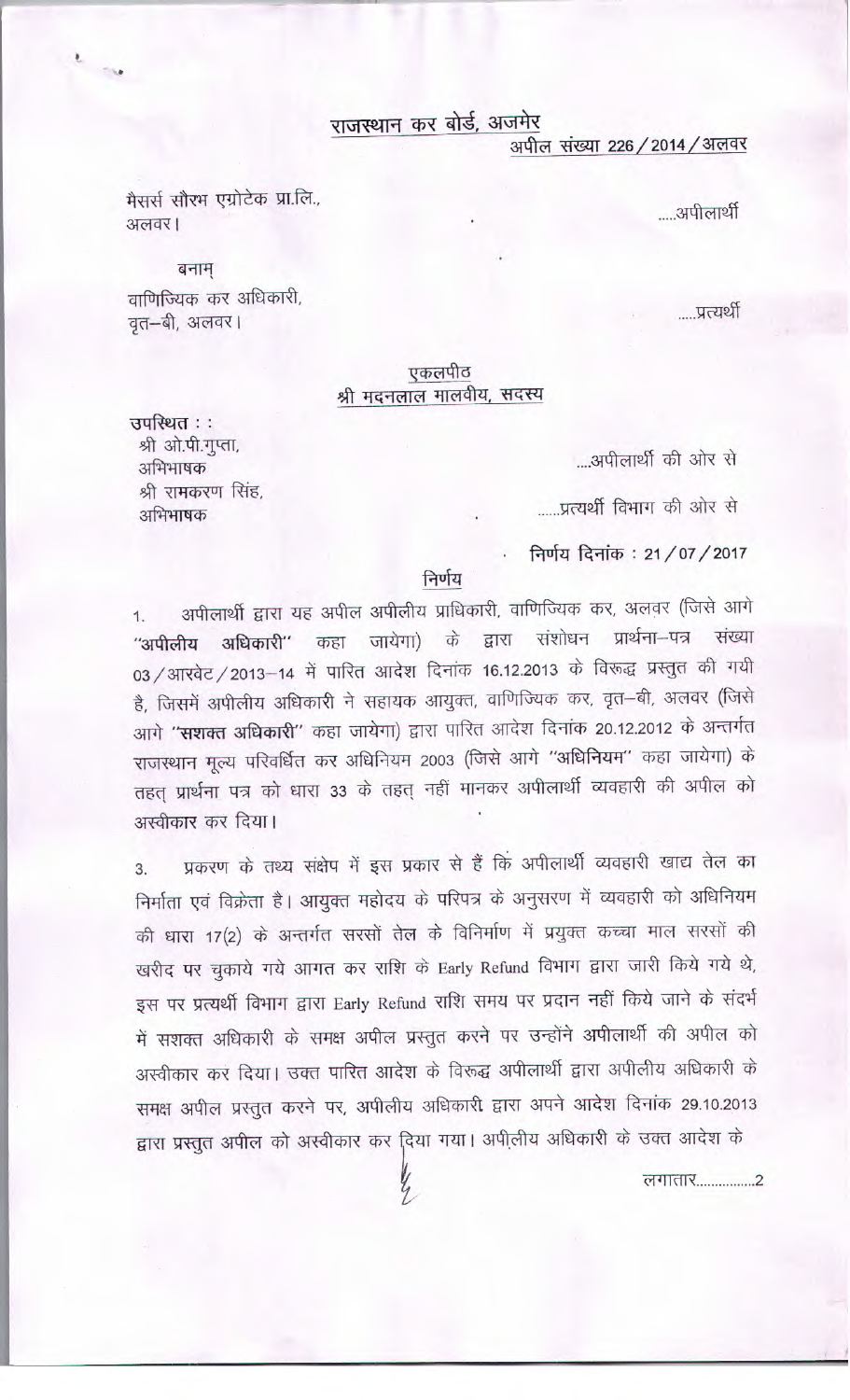# राजस्थान कर बोर्ड, अजमेर

अपील संख्या 226 / 2014 / अलवर

मैसर्स सौरभ एग्रोटेक प्रा.लि.,
अलवर।

.....अपीलार्थी

बनाम्

वाणिज्यिक कर अधिकारी,
वृत–बी, अलवर।

.....प्रत्यर्थी

## एकलपीठ
## श्री मदनलाल मालवीय, सदस्य

उपस्थित : :

श्री ओ.पी.गुप्ता,
अभिभाषक

....अपीलार्थी की ओर से

श्री रामकरण सिंह,
अभिभाषक

......प्रत्यर्थी विभाग की ओर से

निर्णय दिनांक : 21 / 07 / 2017

## निर्णय

1. अपीलार्थी द्वारा यह अपील अपीलीय प्राधिकारी, वाणिज्यिक कर, अलवर (जिसे आगे **"अपीलीय अधिकारी"** कहा जायेगा) के द्वारा संशोधन प्रार्थना–पत्र संख्या 03 / आरवेट / 2013–14 में पारित आदेश दिनांक 16.12.2013 के विरूद्ध प्रस्तुत की गयी है, जिसमें अपीलीय अधिकारी ने सहायक आयुक्त, वाणिज्यिक कर, वृत–बी, अलवर (जिसे आगे **"सशक्त अधिकारी"** कहा जायेगा) द्वारा पारित आदेश दिनांक 20.12.2012 के अन्तर्गत राजस्थान मूल्य परिवर्धित कर अधिनियम 2003 (जिसे आगे "**अधिनियम**" कहा जायेगा) के तहत् प्रार्थना पत्र को धारा 33 के तहत् नहीं मानकर अपीलार्थी व्यवहारी की अपील को अस्वीकार कर दिया।

3. प्रकरण के तथ्य संक्षेप में इस प्रकार से हैं कि अपीलार्थी व्यवहारी खाद्य तेल का निर्माता एवं विक्रेता है। आयुक्त महोदय के परिपत्र के अनुसरण में व्यवहारी को अधिनियम की धारा 17(2) के अन्तर्गत सरसों तेल के विनिर्माण में प्रयुक्त कच्चा माल सरसों की खरीद पर चुकाये गये आगत कर राशि के Early Refund विभाग द्वारा जारी किये गये थे, इस पर प्रत्यर्थी विभाग द्वारा Early Refund राशि समय पर प्रदान नहीं किये जाने के संदर्भ में सशक्त अधिकारी के समक्ष अपील प्रस्तुत करने पर उन्होंने अपीलार्थी की अपील को अस्वीकार कर दिया। उक्त पारित आदेश के विरूद्ध अपीलार्थी द्वारा अपीलीय अधिकारी के समक्ष अपील प्रस्तुत करने पर, अपीलीय अधिकारी द्वारा अपने आदेश दिनांक 29.10.2013 द्वारा प्रस्तुत अपील को अस्वीकार कर दिया गया। अपीलीय अधिकारी के उक्त आदेश के

लगातार................2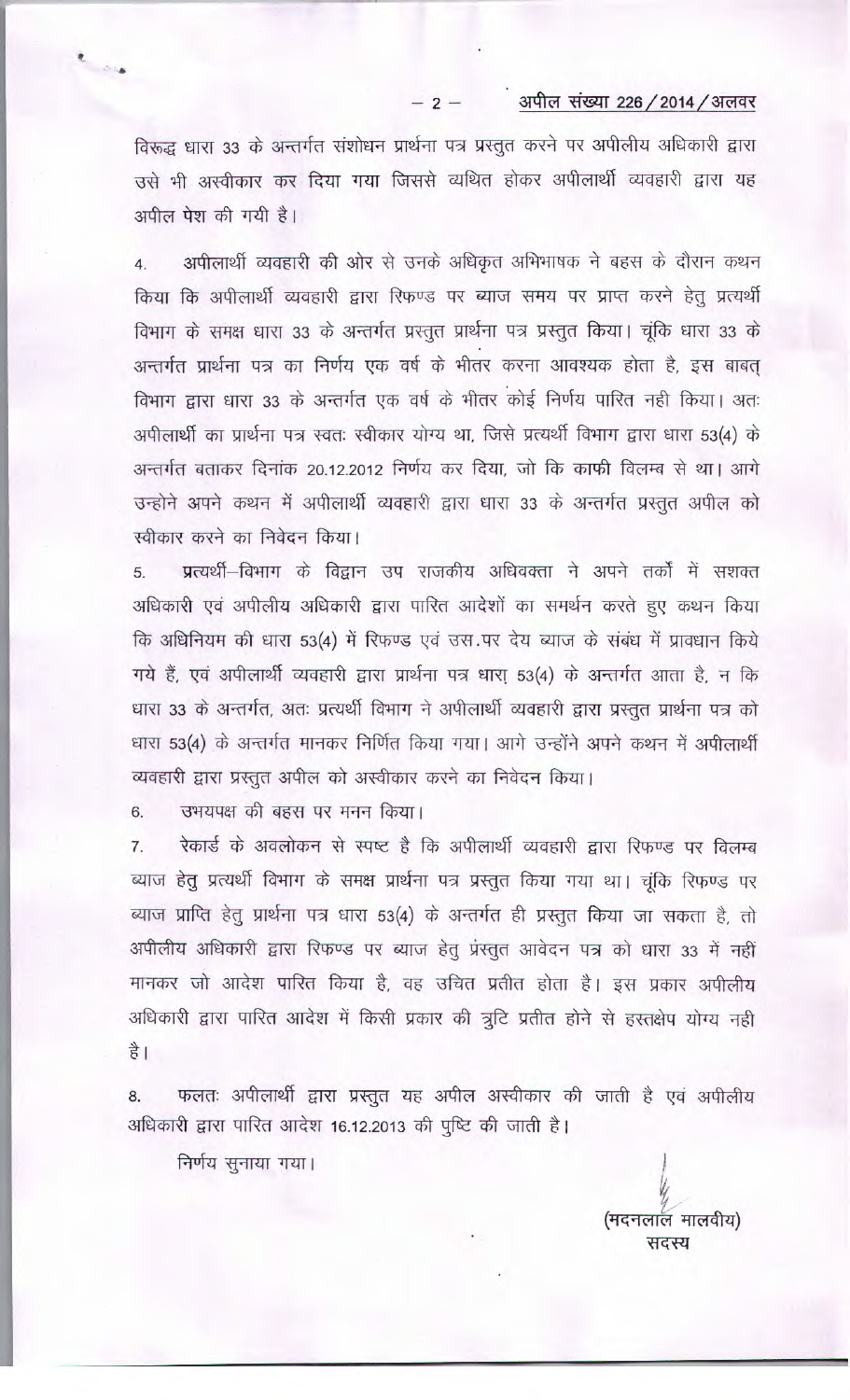विरूद्ध धारा 33 के अन्तर्गत संशोधन प्रार्थना पत्र प्रस्तुत करने पर अपीलीय अधिकारी द्वारा उसे भी अस्वीकार कर दिया गया जिससे व्यथित होकर अपीलार्थी व्यवहारी द्वारा यह अपील पेश की गयी है।

4. अपीलार्थी व्यवहारी की ओर से उनके अधिकृत अभिभाषक ने बहस के दौरान कथन किया कि अपीलार्थी व्यवहारी द्वारा रिफण्ड पर ब्याज समय पर प्राप्त करने हेतु प्रत्यर्थी विभाग के समक्ष धारा 33 के अन्तर्गत प्रस्तुत प्रार्थना पत्र प्रस्तुत किया। चूंकि धारा 33 के अन्तर्गत प्रार्थना पत्र का निर्णय एक वर्ष के भीतर करना आवश्यक होता है, इस बाबत् विभाग द्वारा धारा 33 के अन्तर्गत एक वर्ष के भीतर कोई निर्णय पारित नही किया। अतः अपीलार्थी का प्रार्थना पत्र स्वतः स्वीकार योग्य था, जिसे प्रत्यर्थी विभाग द्वारा धारा 53(4) के अन्तर्गत बताकर दिनांक 20.12.2012 निर्णय कर दिया, जो कि काफी विलम्ब से था। आगे उन्होने अपने कथन में अपीलार्थी व्यवहारी द्वारा धारा 33 के अन्तर्गत प्रस्तुत अपील को स्वीकार करने का निवेदन किया।

5. प्रत्यर्थी-विभाग के विद्वान उप राजकीय अधिवक्ता ने अपने तर्कों में सशक्त अधिकारी एवं अपीलीय अधिकारी द्वारा पारित आदेशों का समर्थन करते हुए कथन किया कि अधिनियम की धारा 53(4) में रिफण्ड एवं उस.पर देय ब्याज के संबंध में प्रावधान किये गये हैं, एवं अपीलार्थी व्यवहारी द्वारा प्रार्थना पत्र धारा 53(4) के अन्तर्गत आता है, न कि धारा 33 के अन्तर्गत, अतः प्रत्यर्थी विभाग ने अपीलार्थी व्यवहारी द्वारा प्रस्तुत प्रार्थना पत्र को धारा 53(4) के अन्तर्गत मानकर निर्णित किया गया। आगे उन्होंने अपने कथन में अपीलार्थी व्यवहारी द्वारा प्रस्तुत अपील को अस्वीकार करने का निवेदन किया।

6. उभयपक्ष की बहस पर मनन किया।

7. रेकार्ड के अवलोकन से स्पष्ट है कि अपीलार्थी व्यवहारी द्वारा रिफण्ड पर विलम्ब ब्याज हेतु प्रत्यर्थी विभाग के समक्ष प्रार्थना पत्र प्रस्तुत किया गया था। चूंकि रिफण्ड पर ब्याज प्राप्ति हेतु प्रार्थना पत्र धारा 53(4) के अन्तर्गत ही प्रस्तुत किया जा सकता है, तो अपीलीय अधिकारी द्वारा रिफण्ड पर ब्याज हेतु प्रंस्तुत आवेदन पत्र को धारा 33 में नहीं मानकर जो आदेश पारित किया है, वह उचित प्रतीत होता है। इस प्रकार अपीलीय अधिकारी द्वारा पारित आदेश में किसी प्रकार की त्रुटि प्रतीत होने से हस्तक्षेप योग्य नही है।

8. फलतः अपीलार्थी द्वारा प्रस्तुत यह अपील अस्वीकार की जाती है एवं अपीलीय अधिकारी द्वारा पारित आदेश 16.12.2013 की पुष्टि की जाती है।

निर्णय सुनाया गया।

(मदनलाल मालवीय)
सदस्य